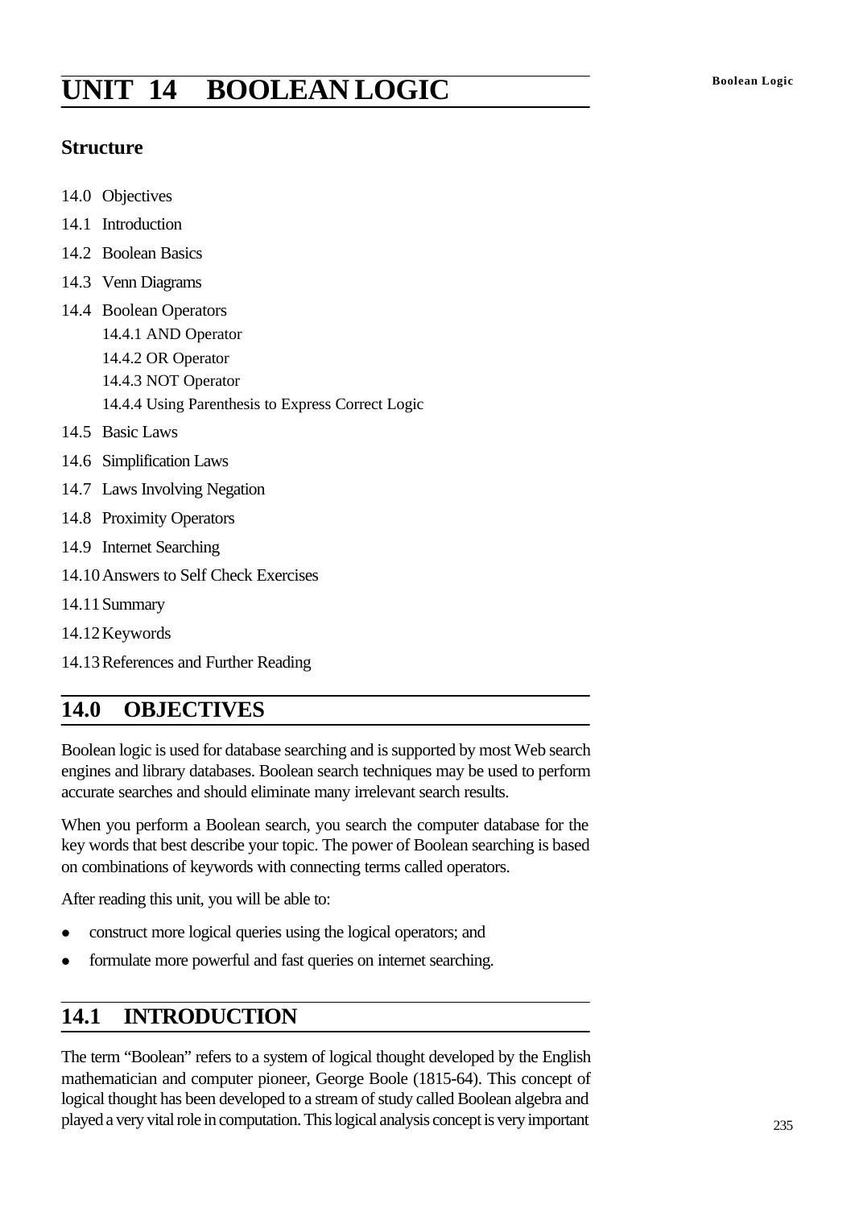# UNIT 14 BOOLEAN LOGIC

## Structure

14.0 Objectives

14.1 Introduction

14.2 Boolean Basics

14.3 Venn Diagrams

14.4 Boolean Operators

- 14.4.1 AND Operator
- 14.4.2 OR Operator
- 14.4.3 NOT Operator
- 14.4.4 Using Parenthesis to Express Correct Logic

14.5 Basic Laws

14.6 Simplification Laws

14.7 Laws Involving Negation

14.8 Proximity Operators

14.9 Internet Searching

14.10 Answers to Self Check Exercises

14.11 Summary

14.12 Keywords

14.13 References and Further Reading

## 14.0 OBJECTIVES

Boolean logic is used for database searching and is supported by most Web search engines and library databases. Boolean search techniques may be used to perform accurate searches and should eliminate many irrelevant search results.

When you perform a Boolean search, you search the computer database for the key words that best describe your topic. The power of Boolean searching is based on combinations of keywords with connecting terms called operators.

After reading this unit, you will be able to:

- construct more logical queries using the logical operators; and
- formulate more powerful and fast queries on internet searching.

## 14.1 INTRODUCTION

The term "Boolean" refers to a system of logical thought developed by the English mathematician and computer pioneer, George Boole (1815-64). This concept of logical thought has been developed to a stream of study called Boolean algebra and played a very vital role in computation. This logical analysis concept is very important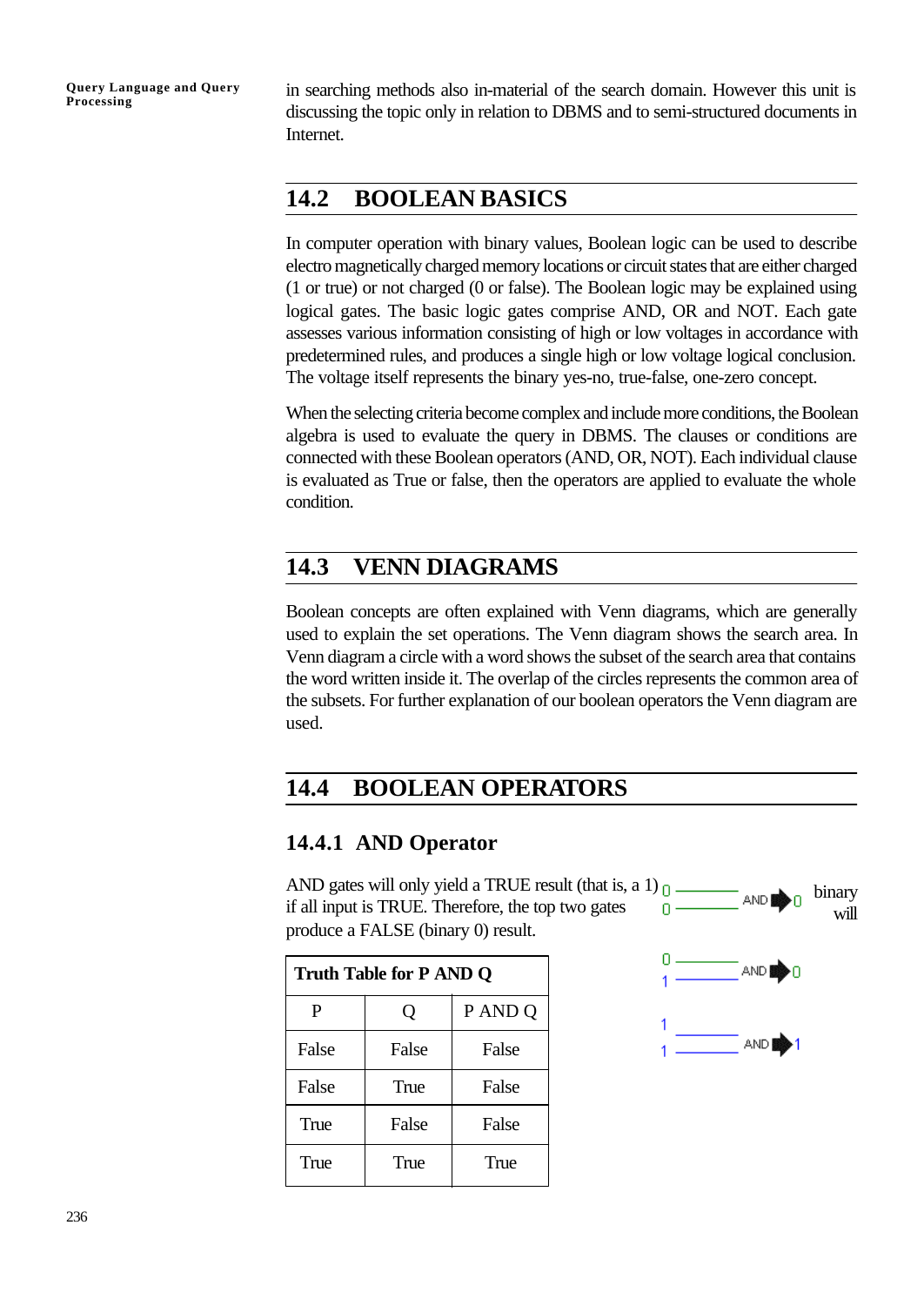in searching methods also in-material of the search domain. However this unit is discussing the topic only in relation to DBMS and to semi-structured documents in Internet.

## 14.2 BOOLEAN BASICS

In computer operation with binary values, Boolean logic can be used to describe electro magnetically charged memory locations or circuit states that are either charged (1 or true) or not charged (0 or false). The Boolean logic may be explained using logical gates. The basic logic gates comprise AND, OR and NOT. Each gate assesses various information consisting of high or low voltages in accordance with predetermined rules, and produces a single high or low voltage logical conclusion. The voltage itself represents the binary yes-no, true-false, one-zero concept.

When the selecting criteria become complex and include more conditions, the Boolean algebra is used to evaluate the query in DBMS. The clauses or conditions are connected with these Boolean operators (AND, OR, NOT). Each individual clause is evaluated as True or false, then the operators are applied to evaluate the whole condition.

## 14.3 VENN DIAGRAMS

Boolean concepts are often explained with Venn diagrams, which are generally used to explain the set operations. The Venn diagram shows the search area. In Venn diagram a circle with a word shows the subset of the search area that contains the word written inside it. The overlap of the circles represents the common area of the subsets. For further explanation of our boolean operators the Venn diagram are used.

## 14.4 BOOLEAN OPERATORS

### 14.4.1 AND Operator

AND gates will only yield a TRUE result (that is, a 1) binary if all input is TRUE. Therefore, the top two gates will produce a FALSE (binary 0) result.

0, 0 → AND → 0

0, 1 → AND → 0

1, 1 → AND → 1

| Truth Table for P AND Q | | |
|---|---|---|
| P | Q | P AND Q |
| False | False | False |
| False | True | False |
| True | False | False |
| True | True | True |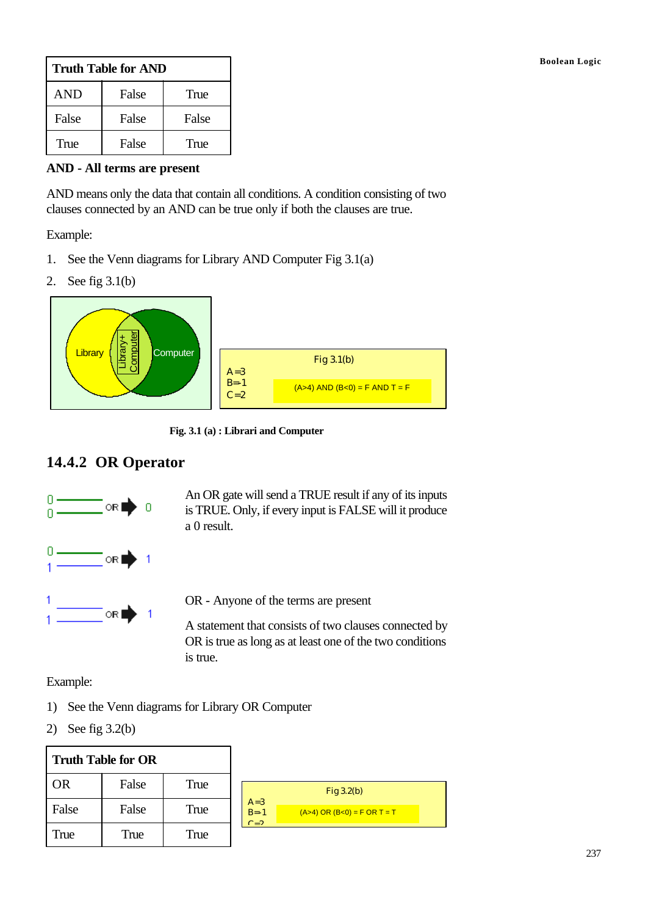| Truth Table for AND | | |
|---|---|---|
| AND | False | True |
| False | False | False |
| True | False | True |

**AND - All terms are present**

AND means only the data that contain all conditions. A condition consisting of two clauses connected by an AND can be true only if both the clauses are true.

Example:

1. See the Venn diagrams for Library AND Computer Fig 3.1(a)
2. See fig 3.1(b)

Library | Library+ Computer | Computer

Fig 3.1(b)
A=3
B=1
C=2
(A>4) AND (B<0) = F AND T = F

**Fig. 3.1 (a) : Librari and Computer**

## 14.4.2 OR Operator

0, 0 → OR → 0

0, 1 → OR → 1

1, 1 → OR → 1

An OR gate will send a TRUE result if any of its inputs is TRUE. Only, if every input is FALSE will it produce a 0 result.

OR - Anyone of the terms are present

A statement that consists of two clauses connected by OR is true as long as at least one of the two conditions is true.

Example:

1) See the Venn diagrams for Library OR Computer
2) See fig 3.2(b)

| Truth Table for OR | | |
|---|---|---|
| OR | False | True |
| False | False | True |
| True | True | True |

Fig 3.2(b)
A=3
B=1
C=2
(A>4) OR (B<0) = F OR T = T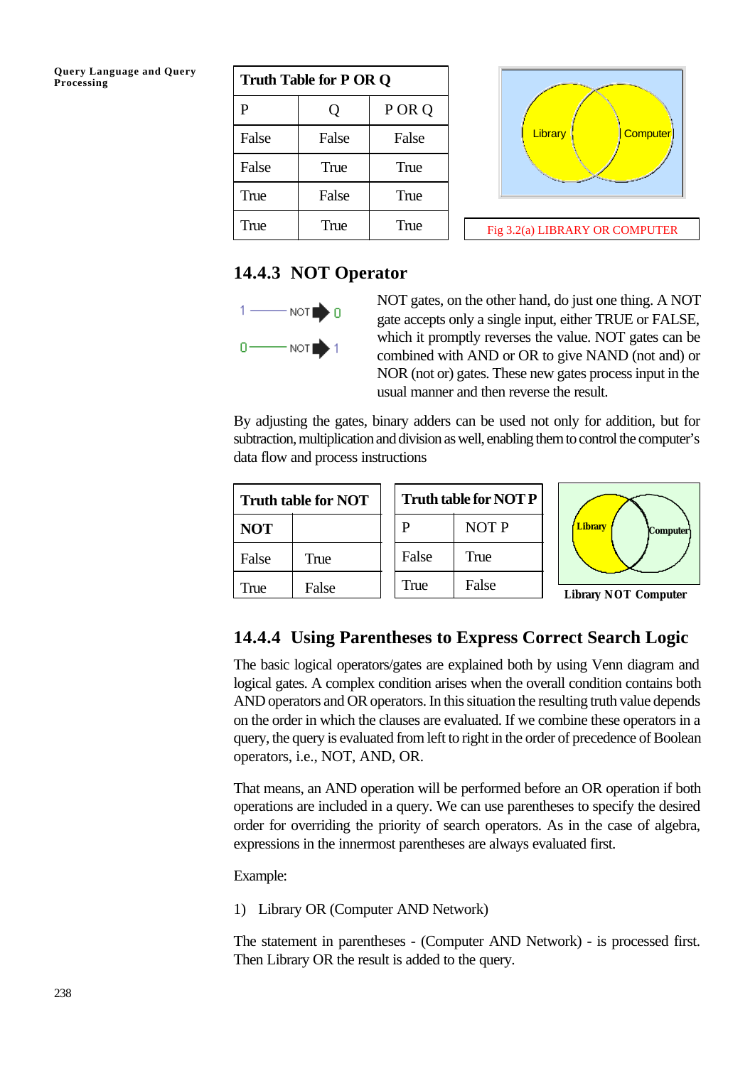| Truth Table for P OR Q | | |
|---|---|---|
| P | Q | P OR Q |
| False | False | False |
| False | True | True |
| True | False | True |
| True | True | True |

Fig 3.2(a) LIBRARY OR COMPUTER

### 14.4.3 NOT Operator

NOT gates, on the other hand, do just one thing. A NOT gate accepts only a single input, either TRUE or FALSE, which it promptly reverses the value. NOT gates can be combined with AND or OR to give NAND (not and) or NOR (not or) gates. These new gates process input in the usual manner and then reverse the result.

By adjusting the gates, binary adders can be used not only for addition, but for subtraction, multiplication and division as well, enabling them to control the computer's data flow and process instructions

| Truth table for NOT | |
|---|---|
| **NOT** | |
| False | True |
| True | False |

| Truth table for NOT P | |
|---|---|
| P | NOT P |
| False | True |
| True | False |

Library NOT Computer

### 14.4.4 Using Parentheses to Express Correct Search Logic

The basic logical operators/gates are explained both by using Venn diagram and logical gates. A complex condition arises when the overall condition contains both AND operators and OR operators. In this situation the resulting truth value depends on the order in which the clauses are evaluated. If we combine these operators in a query, the query is evaluated from left to right in the order of precedence of Boolean operators, i.e., NOT, AND, OR.

That means, an AND operation will be performed before an OR operation if both operations are included in a query. We can use parentheses to specify the desired order for overriding the priority of search operators. As in the case of algebra, expressions in the innermost parentheses are always evaluated first.

Example:

1) Library OR (Computer AND Network)

The statement in parentheses - (Computer AND Network) - is processed first. Then Library OR the result is added to the query.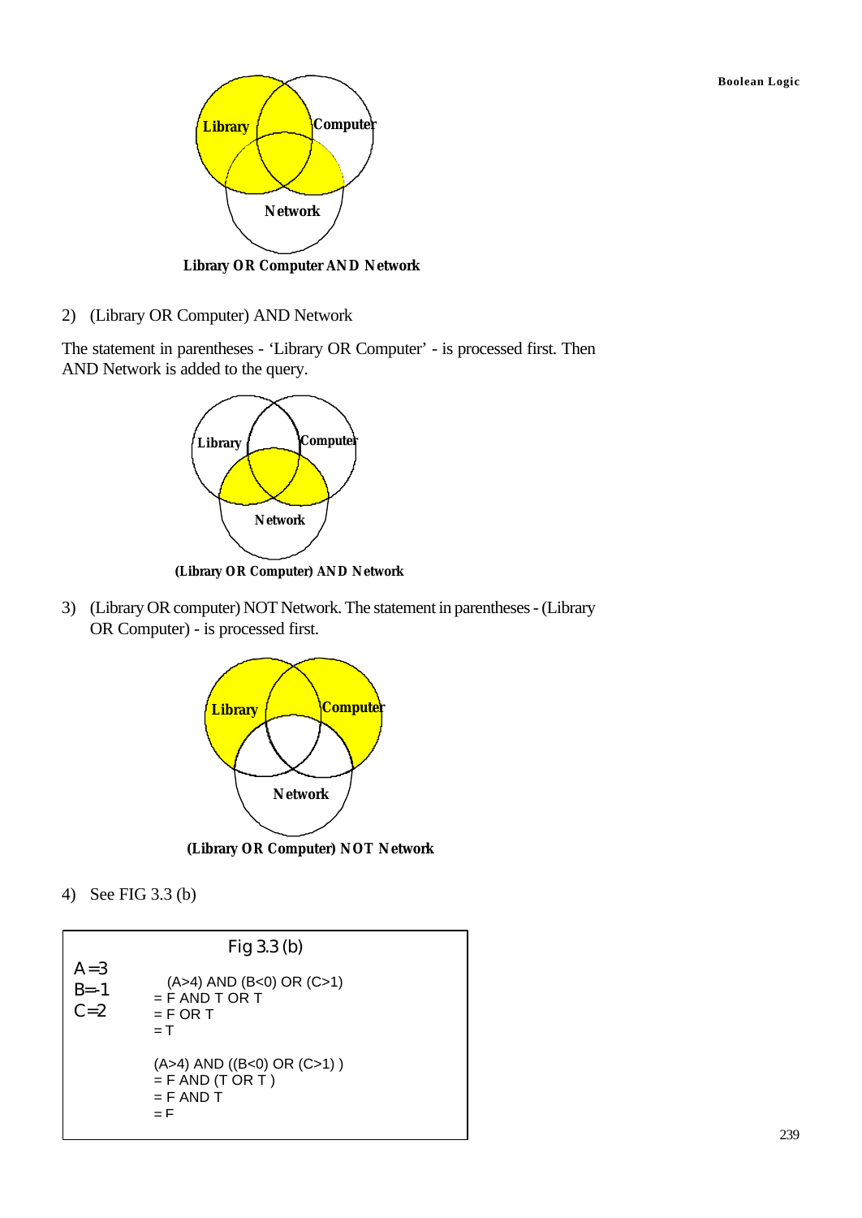Library OR Computer AND Network

2) (Library OR Computer) AND Network

The statement in parentheses - 'Library OR Computer' - is processed first. Then AND Network is added to the query.

(Library OR Computer) AND Network

3) (Library OR computer) NOT Network. The statement in parentheses - (Library OR Computer) - is processed first.

(Library OR Computer) NOT Network

4) See FIG 3.3 (b)

Fig 3.3 (b)

A=3
B=-1
C=2

```
(A>4) AND (B<0) OR (C>1)
= F AND T OR T
= F OR T
= T

(A>4) AND ((B<0) OR (C>1) )
= F AND (T OR T )
= F AND T
= F
```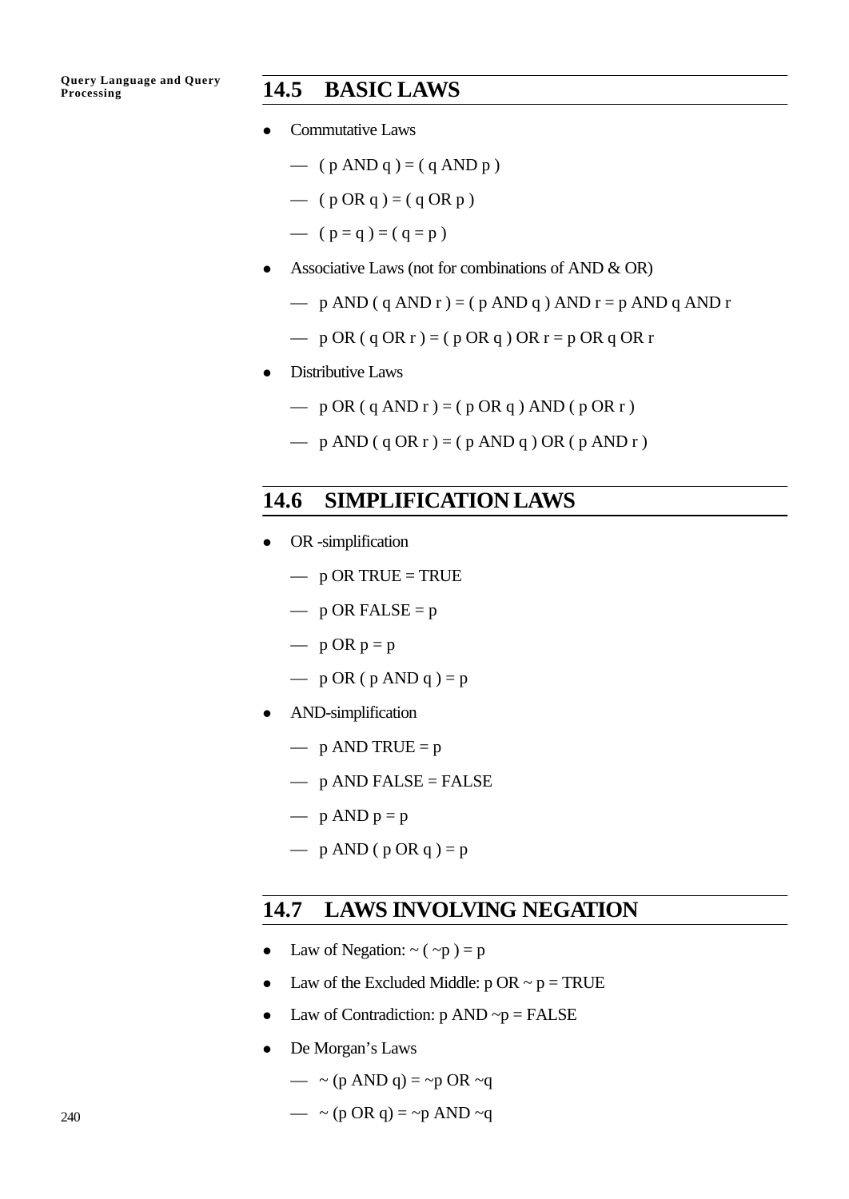## 14.5 BASIC LAWS

- Commutative Laws
  - ( p AND q ) = ( q AND p )
  - ( p OR q ) = ( q OR p )
  - ( p = q ) = ( q = p )
- Associative Laws (not for combinations of AND & OR)
  - p AND ( q AND r ) = ( p AND q ) AND r = p AND q AND r
  - p OR ( q OR r ) = ( p OR q ) OR r = p OR q OR r
- Distributive Laws
  - p OR ( q AND r ) = ( p OR q ) AND ( p OR r )
  - p AND ( q OR r ) = ( p AND q ) OR ( p AND r )

## 14.6 SIMPLIFICATION LAWS

- OR -simplification
  - p OR TRUE = TRUE
  - p OR FALSE = p
  - p OR p = p
  - p OR ( p AND q ) = p
- AND-simplification
  - p AND TRUE = p
  - p AND FALSE = FALSE
  - p AND p = p
  - p AND ( p OR q ) = p

## 14.7 LAWS INVOLVING NEGATION

- Law of Negation: ~ ( ~p ) = p
- Law of the Excluded Middle: p OR ~ p = TRUE
- Law of Contradiction: p AND ~p = FALSE
- De Morgan's Laws
  - ~ (p AND q) = ~p OR ~q
  - ~ (p OR q) = ~p AND ~q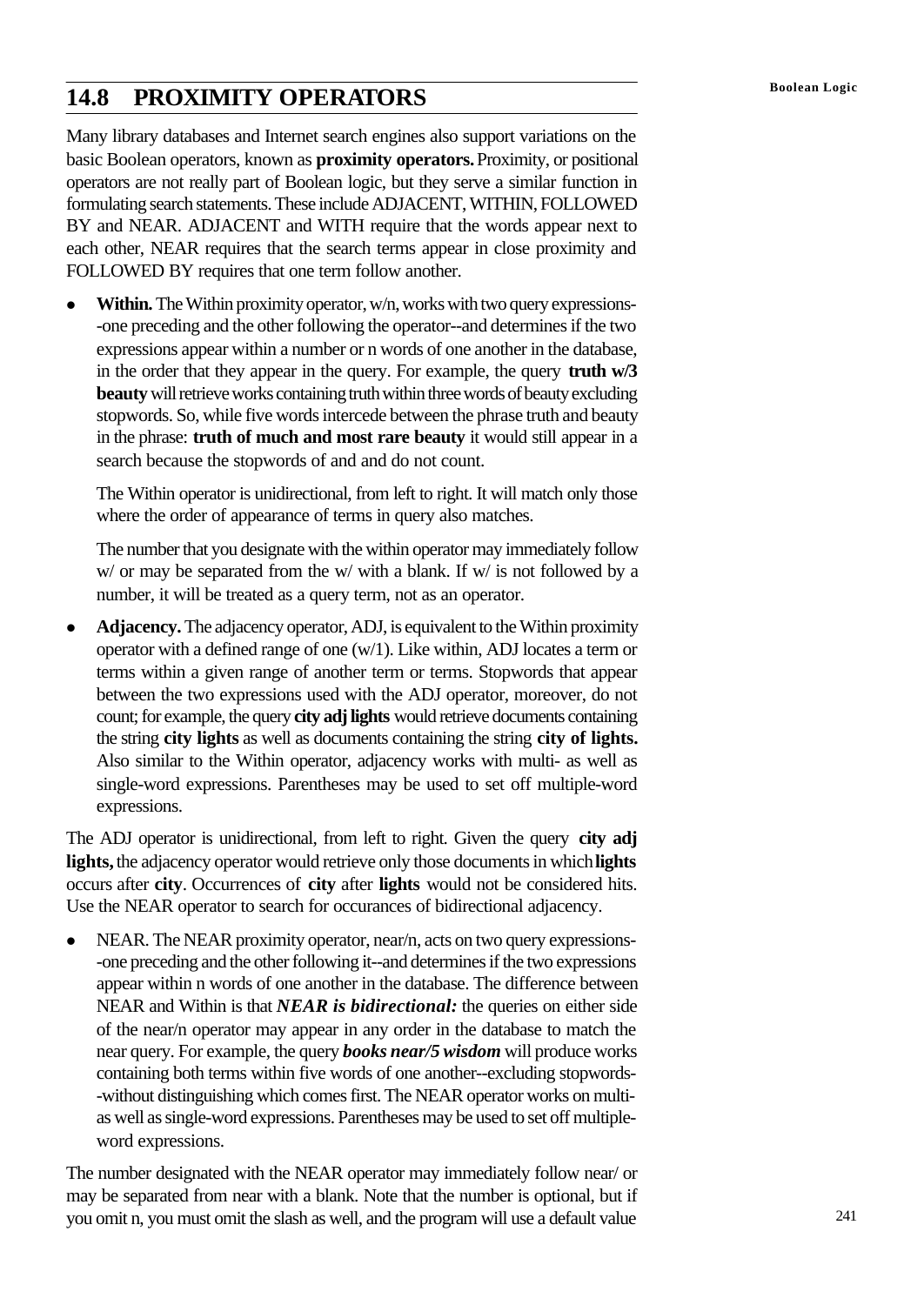## 14.8 PROXIMITY OPERATORS

Many library databases and Internet search engines also support variations on the basic Boolean operators, known as **proximity operators.** Proximity, or positional operators are not really part of Boolean logic, but they serve a similar function in formulating search statements. These include ADJACENT, WITHIN, FOLLOWED BY and NEAR. ADJACENT and WITH require that the words appear next to each other, NEAR requires that the search terms appear in close proximity and FOLLOWED BY requires that one term follow another.

- **Within.** The Within proximity operator, w/n, works with two query expressions--one preceding and the other following the operator--and determines if the two expressions appear within a number or n words of one another in the database, in the order that they appear in the query. For example, the query **truth w/3 beauty** will retrieve works containing truth within three words of beauty excluding stopwords. So, while five words intercede between the phrase truth and beauty in the phrase: **truth of much and most rare beauty** it would still appear in a search because the stopwords of and and do not count.

  The Within operator is unidirectional, from left to right. It will match only those where the order of appearance of terms in query also matches.

  The number that you designate with the within operator may immediately follow w/ or may be separated from the w/ with a blank. If w/ is not followed by a number, it will be treated as a query term, not as an operator.

- **Adjacency.** The adjacency operator, ADJ, is equivalent to the Within proximity operator with a defined range of one (w/1). Like within, ADJ locates a term or terms within a given range of another term or terms. Stopwords that appear between the two expressions used with the ADJ operator, moreover, do not count; for example, the query **city adj lights** would retrieve documents containing the string **city lights** as well as documents containing the string **city of lights.** Also similar to the Within operator, adjacency works with multi- as well as single-word expressions. Parentheses may be used to set off multiple-word expressions.

The ADJ operator is unidirectional, from left to right. Given the query **city adj lights,** the adjacency operator would retrieve only those documents in which **lights** occurs after **city**. Occurrences of **city** after **lights** would not be considered hits. Use the NEAR operator to search for occurances of bidirectional adjacency.

- NEAR. The NEAR proximity operator, near/n, acts on two query expressions--one preceding and the other following it--and determines if the two expressions appear within n words of one another in the database. The difference between NEAR and Within is that ***NEAR is bidirectional:*** the queries on either side of the near/n operator may appear in any order in the database to match the near query. For example, the query ***books near/5 wisdom*** will produce works containing both terms within five words of one another--excluding stopwords--without distinguishing which comes first. The NEAR operator works on multi- as well as single-word expressions. Parentheses may be used to set off multiple-word expressions.

The number designated with the NEAR operator may immediately follow near/ or may be separated from near with a blank. Note that the number is optional, but if you omit n, you must omit the slash as well, and the program will use a default value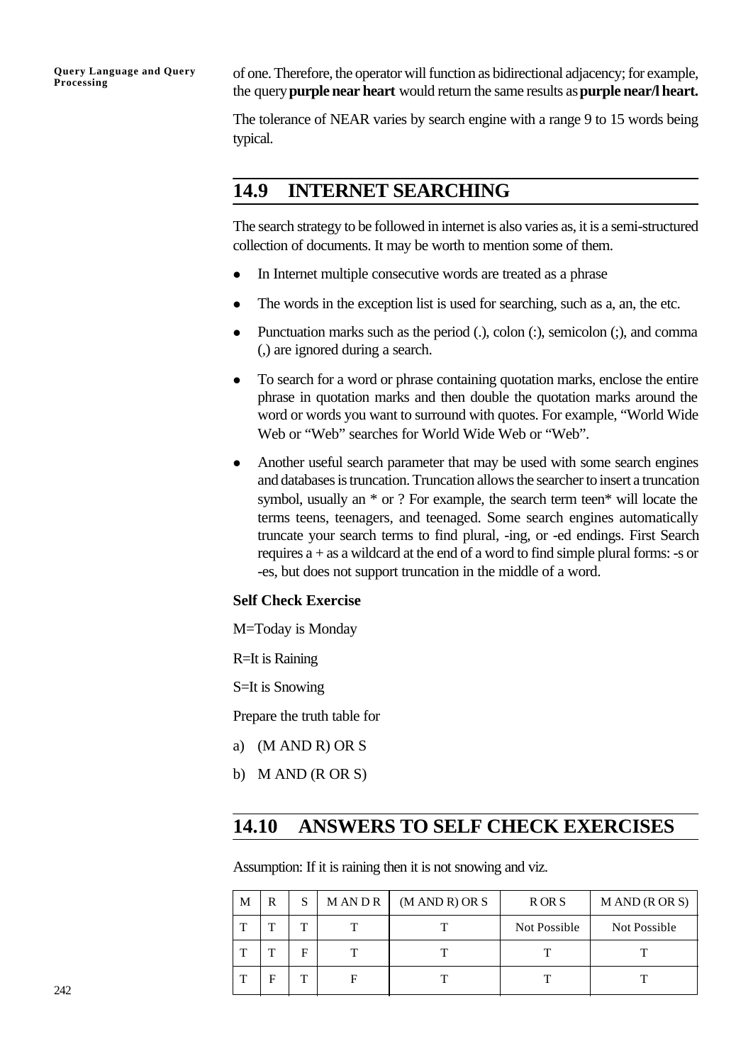of one. Therefore, the operator will function as bidirectional adjacency; for example, the query **purple near heart** would return the same results as **purple near/l heart.**

The tolerance of NEAR varies by search engine with a range 9 to 15 words being typical.

## 14.9 INTERNET SEARCHING

The search strategy to be followed in internet is also varies as, it is a semi-structured collection of documents. It may be worth to mention some of them.

- In Internet multiple consecutive words are treated as a phrase
- The words in the exception list is used for searching, such as a, an, the etc.
- Punctuation marks such as the period (.), colon (:), semicolon (;), and comma (,) are ignored during a search.
- To search for a word or phrase containing quotation marks, enclose the entire phrase in quotation marks and then double the quotation marks around the word or words you want to surround with quotes. For example, "World Wide Web or "Web" searches for World Wide Web or "Web".
- Another useful search parameter that may be used with some search engines and databases is truncation. Truncation allows the searcher to insert a truncation symbol, usually an * or ? For example, the search term teen* will locate the terms teens, teenagers, and teenaged. Some search engines automatically truncate your search terms to find plural, -ing, or -ed endings. First Search requires a + as a wildcard at the end of a word to find simple plural forms: -s or -es, but does not support truncation in the middle of a word.

**Self Check Exercise**

M=Today is Monday

R=It is Raining

S=It is Snowing

Prepare the truth table for

a) (M AND R) OR S

b) M AND (R OR S)

## 14.10 ANSWERS TO SELF CHECK EXERCISES

Assumption: If it is raining then it is not snowing and viz.

| M | R | S | M AN D R | (M AND R) OR S | R OR S | M AND (R OR S) |
|---|---|---|---|---|---|---|
| T | T | T | T | T | Not Possible | Not Possible |
| T | T | F | T | T | T | T |
| T | F | T | F | T | T | T |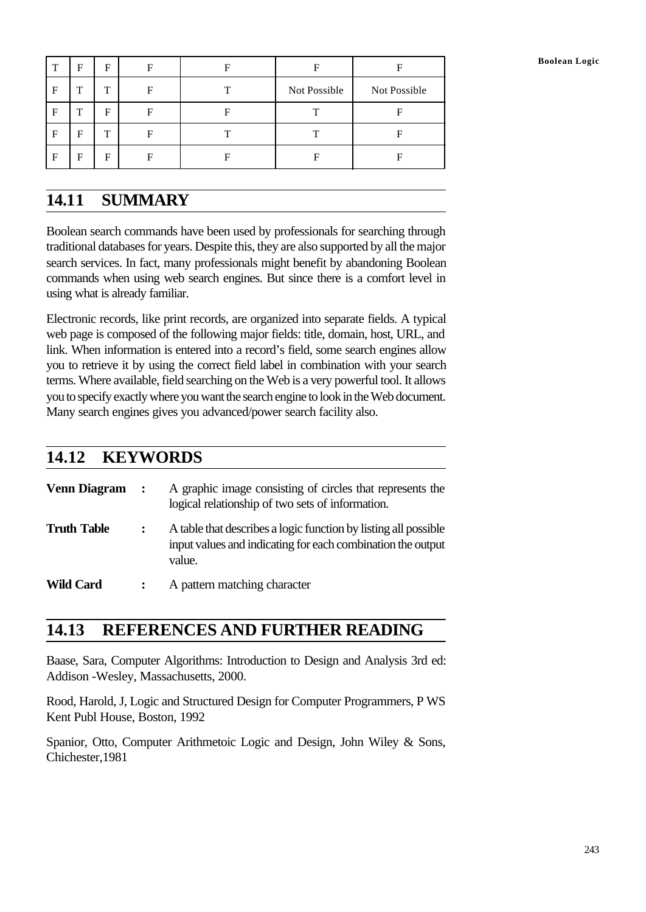| | | | | | | |
|---|---|---|---|---|---|---|
| T | F | F | F | F | F | F |
| F | T | T | F | T | Not Possible | Not Possible |
| F | T | F | F | F | T | F |
| F | F | T | F | T | T | F |
| F | F | F | F | F | F | F |

## 14.11 SUMMARY

Boolean search commands have been used by professionals for searching through traditional databases for years. Despite this, they are also supported by all the major search services. In fact, many professionals might benefit by abandoning Boolean commands when using web search engines. But since there is a comfort level in using what is already familiar.

Electronic records, like print records, are organized into separate fields. A typical web page is composed of the following major fields: title, domain, host, URL, and link. When information is entered into a record's field, some search engines allow you to retrieve it by using the correct field label in combination with your search terms. Where available, field searching on the Web is a very powerful tool. It allows you to specify exactly where you want the search engine to look in the Web document. Many search engines gives you advanced/power search facility also.

## 14.12 KEYWORDS

**Venn Diagram** : A graphic image consisting of circles that represents the logical relationship of two sets of information.

**Truth Table** : A table that describes a logic function by listing all possible input values and indicating for each combination the output value.

**Wild Card** : A pattern matching character

## 14.13 REFERENCES AND FURTHER READING

Baase, Sara, Computer Algorithms: Introduction to Design and Analysis 3rd ed: Addison -Wesley, Massachusetts, 2000.

Rood, Harold, J, Logic and Structured Design for Computer Programmers, P WS Kent Publ House, Boston, 1992

Spanior, Otto, Computer Arithmetoic Logic and Design, John Wiley & Sons, Chichester,1981